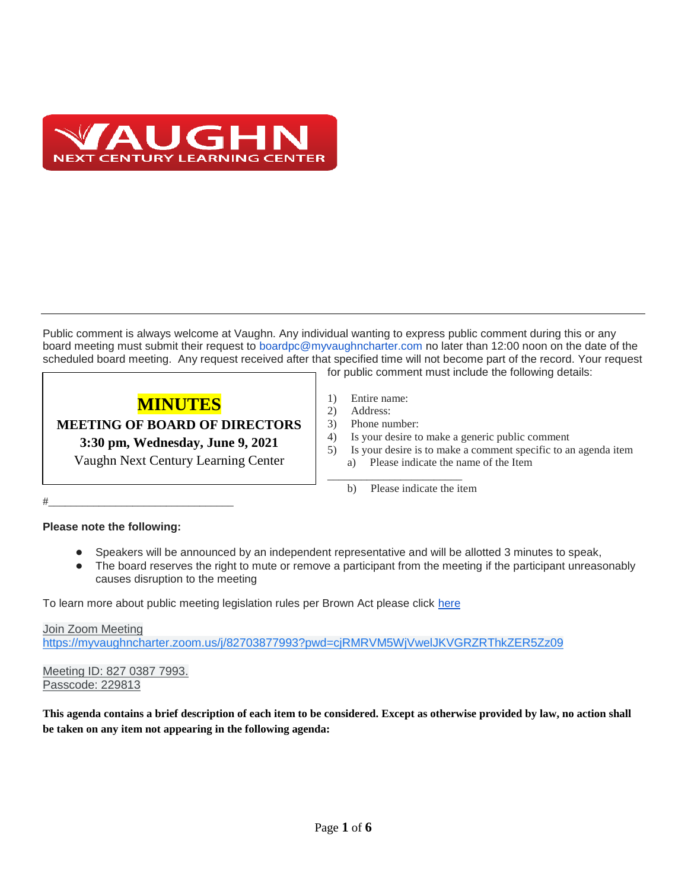VAUGHN
NEXT CENTURY LEARNING CENTER

---

Public comment is always welcome at Vaughn. Any individual wanting to express public comment during this or any board meeting must submit their request to boardpc@myvaughncharter.com no later than 12:00 noon on the date of the scheduled board meeting. Any request received after that specified time will not become part of the record. Your request for public comment must include the following details:

**MINUTES**
**MEETING OF BOARD OF DIRECTORS**
**3:30 pm, Wednesday, June 9, 2021**
Vaughn Next Century Learning Center

1) Entire name:
2) Address:
3) Phone number:
4) Is your desire to make a generic public comment
5) Is your desire is to make a comment specific to an agenda item
   a) Please indicate the name of the Item
   ________________________
   b) Please indicate the item #______________________________

**Please note the following:**

- Speakers will be announced by an independent representative and will be allotted 3 minutes to speak,
- The board reserves the right to mute or remove a participant from the meeting if the participant unreasonably causes disruption to the meeting

To learn more about public meeting legislation rules per Brown Act please click here

Join Zoom Meeting
https://myvaughncharter.zoom.us/j/82703877993?pwd=cjRMRVM5WjVwelJKVGRZRThkZER5Zz09

Meeting ID: 827 0387 7993.
Passcode: 229813

**This agenda contains a brief description of each item to be considered. Except as otherwise provided by law, no action shall be taken on any item not appearing in the following agenda:**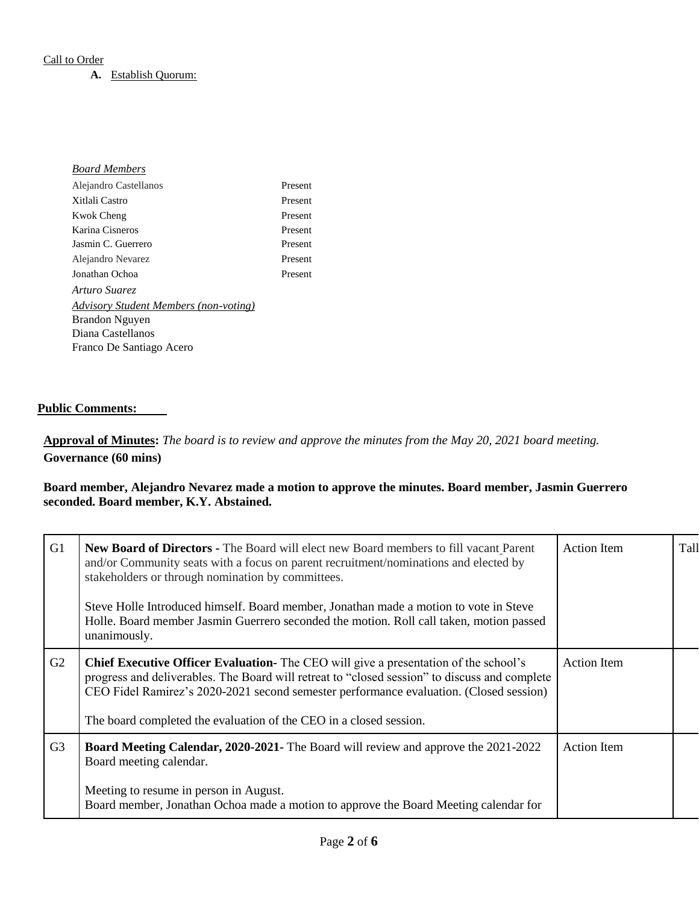Call to Order

**A.** Establish Quorum:

*Board Members*

| | |
|---|---|
| Alejandro Castellanos | Present |
| Xitlali Castro | Present |
| Kwok Cheng | Present |
| Karina Cisneros | Present |
| Jasmin C. Guerrero | Present |
| Alejandro Nevarez | Present |
| Jonathan Ochoa | Present |
| *Arturo Suarez* | |

*Advisory Student Members (non-voting)*

Brandon Nguyen
Diana Castellanos
Franco De Santiago Acero

**Public Comments:**

**Approval of Minutes:** *The board is to review and approve the minutes from the May 20, 2021 board meeting.*

**Governance (60 mins)**

**Board member, Alejandro Nevarez made a motion to approve the minutes. Board member, Jasmin Guerrero seconded. Board member, K.Y. Abstained.**

| | | | |
|---|---|---|---|
| G1 | **New Board of Directors** - The Board will elect new Board members to fill vacant Parent and/or Community seats with a focus on parent recruitment/nominations and elected by stakeholders or through nomination by committees.<br><br>Steve Holle Introduced himself. Board member, Jonathan made a motion to vote in Steve Holle. Board member Jasmin Guerrero seconded the motion. Roll call taken, motion passed unanimously. | Action Item | Tall |
| G2 | **Chief Executive Officer Evaluation**- The CEO will give a presentation of the school's progress and deliverables. The Board will retreat to "closed session" to discuss and complete CEO Fidel Ramirez's 2020-2021 second semester performance evaluation. (Closed session)<br><br>The board completed the evaluation of the CEO in a closed session. | Action Item | |
| G3 | **Board Meeting Calendar, 2020-2021**- The Board will review and approve the 2021-2022 Board meeting calendar.<br><br>Meeting to resume in person in August.<br>Board member, Jonathan Ochoa made a motion to approve the Board Meeting calendar for | Action Item | |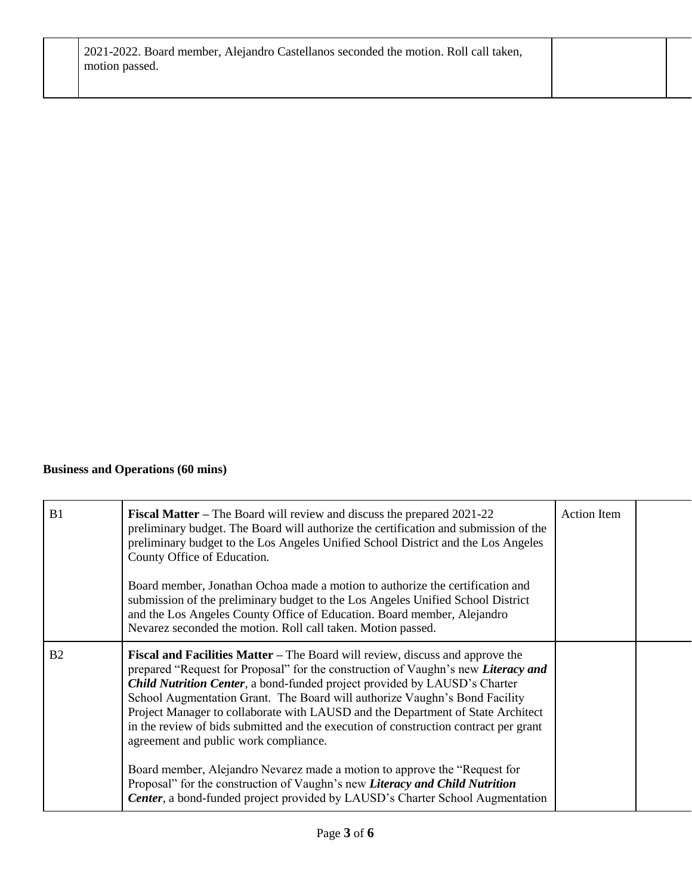| | | | |
|---|---|---|---|
| | 2021-2022. Board member, Alejandro Castellanos seconded the motion. Roll call taken, motion passed. | | |

**Business and Operations (60 mins)**

| | | | |
|---|---|---|---|
| B1 | **Fiscal Matter –** The Board will review and discuss the prepared 2021-22 preliminary budget. The Board will authorize the certification and submission of the preliminary budget to the Los Angeles Unified School District and the Los Angeles County Office of Education.<br><br>Board member, Jonathan Ochoa made a motion to authorize the certification and submission of the preliminary budget to the Los Angeles Unified School District and the Los Angeles County Office of Education. Board member, Alejandro Nevarez seconded the motion. Roll call taken. Motion passed. | Action Item | |
| B2 | **Fiscal and Facilities Matter –** The Board will review, discuss and approve the prepared "Request for Proposal" for the construction of Vaughn's new ***Literacy and Child Nutrition Center***, a bond-funded project provided by LAUSD's Charter School Augmentation Grant. The Board will authorize Vaughn's Bond Facility Project Manager to collaborate with LAUSD and the Department of State Architect in the review of bids submitted and the execution of construction contract per grant agreement and public work compliance.<br><br>Board member, Alejandro Nevarez made a motion to approve the "Request for Proposal" for the construction of Vaughn's new ***Literacy and Child Nutrition Center***, a bond-funded project provided by LAUSD's Charter School Augmentation | | |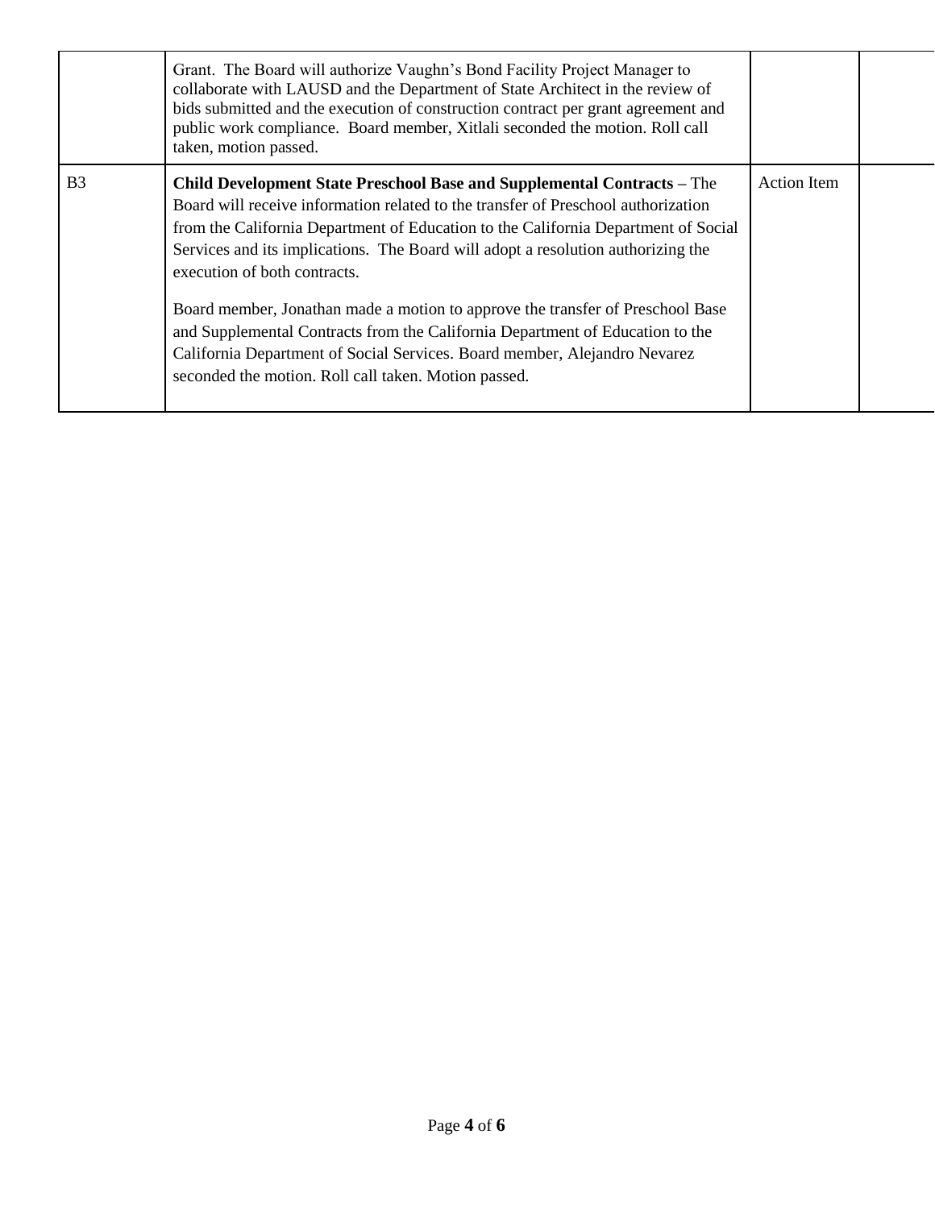| | | | |
|---|---|---|---|
| | Grant. The Board will authorize Vaughn's Bond Facility Project Manager to collaborate with LAUSD and the Department of State Architect in the review of bids submitted and the execution of construction contract per grant agreement and public work compliance. Board member, Xitlali seconded the motion. Roll call taken, motion passed. | | |
| B3 | **Child Development State Preschool Base and Supplemental Contracts –** The Board will receive information related to the transfer of Preschool authorization from the California Department of Education to the California Department of Social Services and its implications. The Board will adopt a resolution authorizing the execution of both contracts.<br><br>Board member, Jonathan made a motion to approve the transfer of Preschool Base and Supplemental Contracts from the California Department of Education to the California Department of Social Services. Board member, Alejandro Nevarez seconded the motion. Roll call taken. Motion passed. | Action Item | |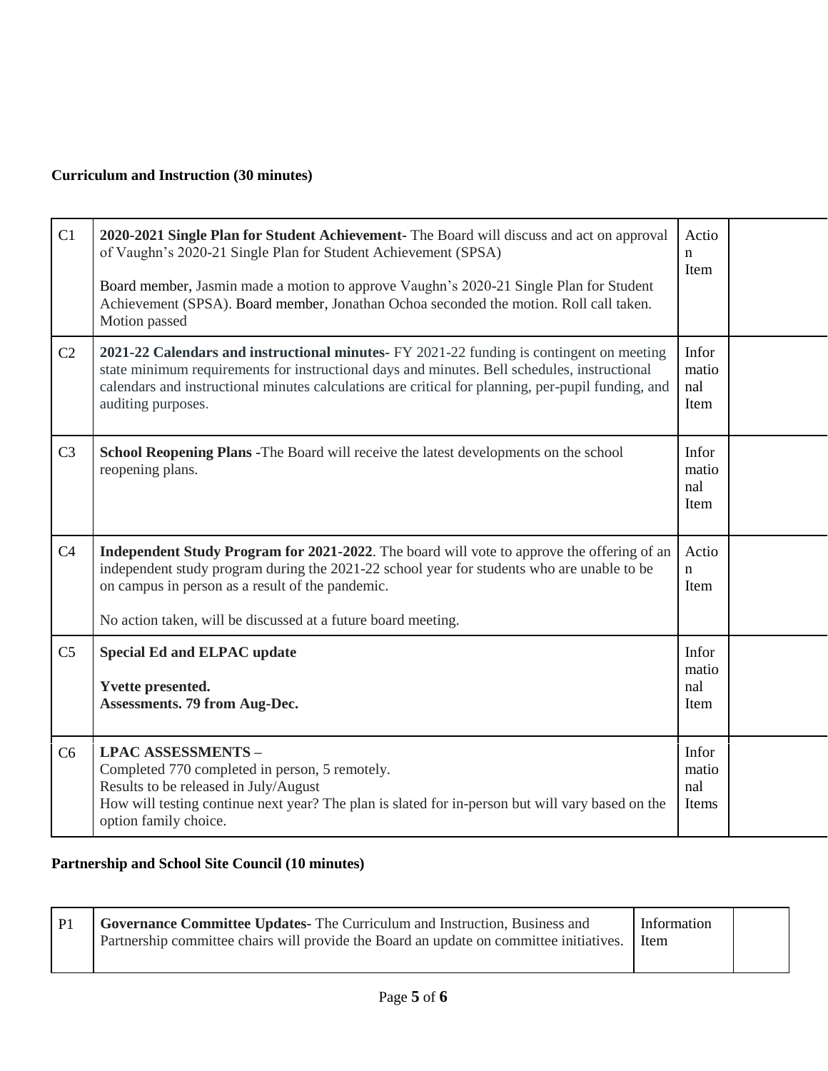**Curriculum and Instruction (30 minutes)**

| | | | |
|---|---|---|---|
| C1 | **2020-2021 Single Plan for Student Achievement**- The Board will discuss and act on approval of Vaughn's 2020-21 Single Plan for Student Achievement (SPSA)<br><br>Board member, Jasmin made a motion to approve Vaughn's 2020-21 Single Plan for Student Achievement (SPSA). Board member, Jonathan Ochoa seconded the motion. Roll call taken. Motion passed | Action Item | |
| C2 | **2021-22 Calendars and instructional minutes**- FY 2021-22 funding is contingent on meeting state minimum requirements for instructional days and minutes. Bell schedules, instructional calendars and instructional minutes calculations are critical for planning, per-pupil funding, and auditing purposes. | Informational Item | |
| C3 | **School Reopening Plans** -The Board will receive the latest developments on the school reopening plans. | Informational Item | |
| C4 | **Independent Study Program for 2021-2022**. The board will vote to approve the offering of an independent study program during the 2021-22 school year for students who are unable to be on campus in person as a result of the pandemic.<br><br>No action taken, will be discussed at a future board meeting. | Action Item | |
| C5 | **Special Ed and ELPAC update**<br><br>**Yvette presented.**<br>**Assessments. 79 from Aug-Dec.** | Informational Item | |
| C6 | **LPAC ASSESSMENTS –**<br>Completed 770 completed in person, 5 remotely.<br>Results to be released in July/August<br>How will testing continue next year? The plan is slated for in-person but will vary based on the option family choice. | Informational Items | |

**Partnership and School Site Council (10 minutes)**

| | | | |
|---|---|---|---|
| P1 | **Governance Committee Updates**- The Curriculum and Instruction, Business and Partnership committee chairs will provide the Board an update on committee initiatives. | Information Item | |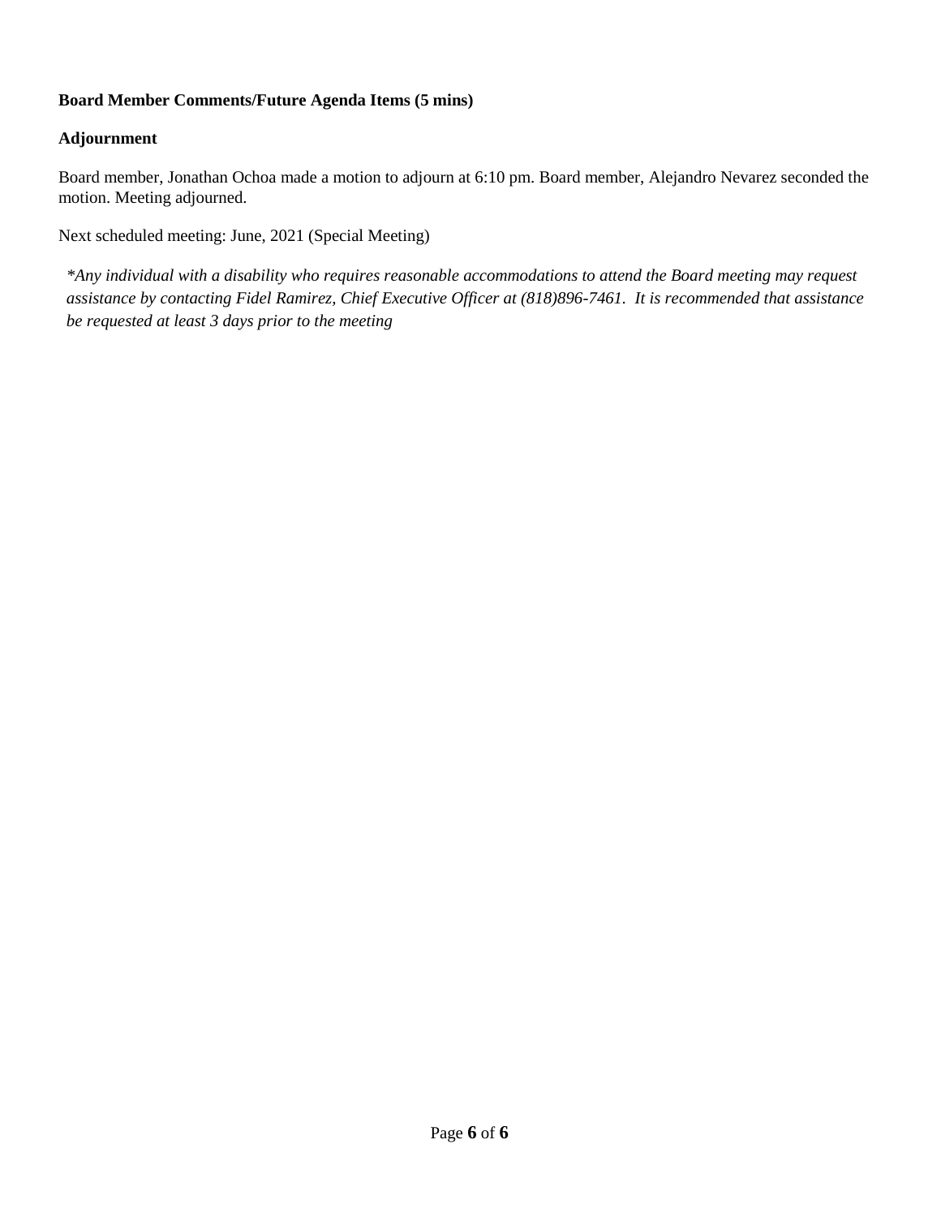**Board Member Comments/Future Agenda Items (5 mins)**

**Adjournment**

Board member, Jonathan Ochoa made a motion to adjourn at 6:10 pm. Board member, Alejandro Nevarez seconded the motion. Meeting adjourned.

Next scheduled meeting: June, 2021 (Special Meeting)

*\*Any individual with a disability who requires reasonable accommodations to attend the Board meeting may request assistance by contacting Fidel Ramirez, Chief Executive Officer at (818)896-7461. It is recommended that assistance be requested at least 3 days prior to the meeting*